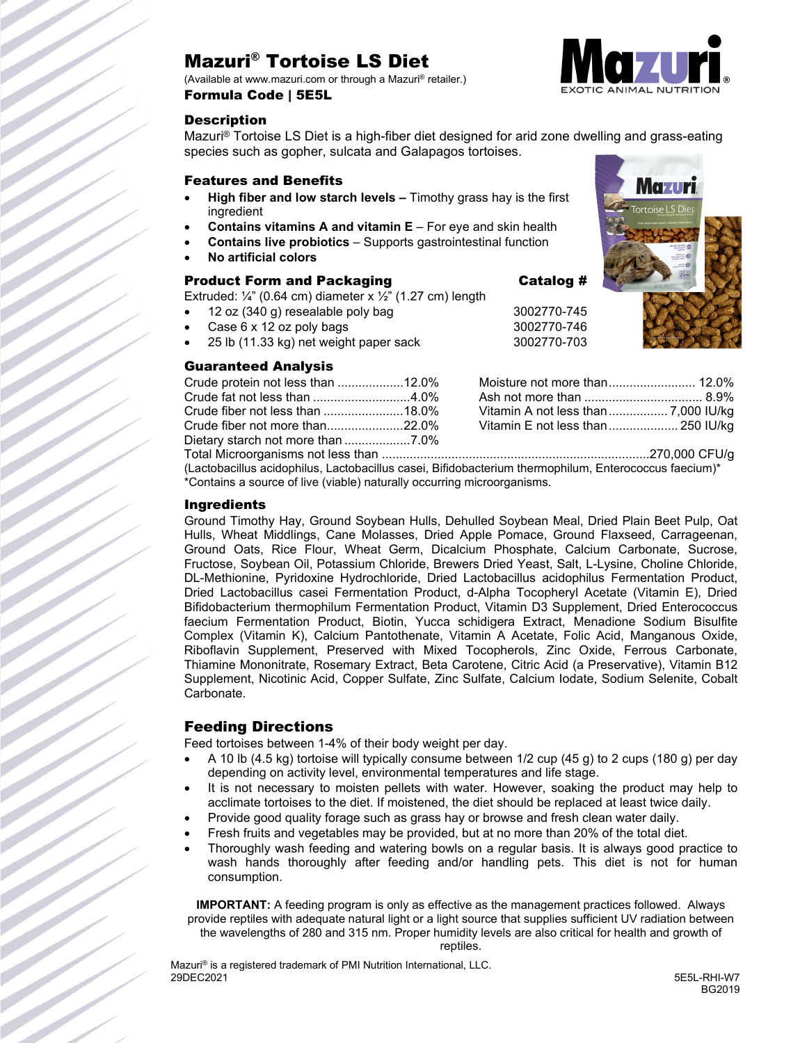# Mazuri® Tortoise LS Diet

(Available at www.mazuri.com or through a Mazuri® retailer.)

**Formula Code | 5E5L**

## Description

Mazuri® Tortoise LS Diet is a high-fiber diet designed for arid zone dwelling and grass-eating species such as gopher, sulcata and Galapagos tortoises.

## Features and Benefits

- **High fiber and low starch levels –** Timothy grass hay is the first ingredient
- **Contains vitamins A and vitamin E** – For eye and skin health
- **Contains live probiotics** – Supports gastrointestinal function
- **No artificial colors**

## Product Form and Packaging

Extruded: ¼" (0.64 cm) diameter x ½" (1.27 cm) length

| | Catalog # |
|---|---|
| 12 oz (340 g) resealable poly bag | 3002770-745 |
| Case 6 x 12 oz poly bags | 3002770-746 |
| 25 lb (11.33 kg) net weight paper sack | 3002770-703 |

## Guaranteed Analysis

| | | | |
|---|---|---|---|
| Crude protein not less than | 12.0% | Moisture not more than | 12.0% |
| Crude fat not less than | 4.0% | Ash not more than | 8.9% |
| Crude fiber not less than | 18.0% | Vitamin A not less than | 7,000 IU/kg |
| Crude fiber not more than | 22.0% | Vitamin E not less than | 250 IU/kg |
| Dietary starch not more than | 7.0% | | |

Total Microorganisms not less than ............ 270,000 CFU/g

(Lactobacillus acidophilus, Lactobacillus casei, Bifidobacterium thermophilum, Enterococcus faecium)*

*Contains a source of live (viable) naturally occurring microorganisms.

## Ingredients

Ground Timothy Hay, Ground Soybean Hulls, Dehulled Soybean Meal, Dried Plain Beet Pulp, Oat Hulls, Wheat Middlings, Cane Molasses, Dried Apple Pomace, Ground Flaxseed, Carrageenan, Ground Oats, Rice Flour, Wheat Germ, Dicalcium Phosphate, Calcium Carbonate, Sucrose, Fructose, Soybean Oil, Potassium Chloride, Brewers Dried Yeast, Salt, L-Lysine, Choline Chloride, DL-Methionine, Pyridoxine Hydrochloride, Dried Lactobacillus acidophilus Fermentation Product, Dried Lactobacillus casei Fermentation Product, d-Alpha Tocopheryl Acetate (Vitamin E), Dried Bifidobacterium thermophilum Fermentation Product, Vitamin D3 Supplement, Dried Enterococcus faecium Fermentation Product, Biotin, Yucca schidigera Extract, Menadione Sodium Bisulfite Complex (Vitamin K), Calcium Pantothenate, Vitamin A Acetate, Folic Acid, Manganous Oxide, Riboflavin Supplement, Preserved with Mixed Tocopherols, Zinc Oxide, Ferrous Carbonate, Thiamine Mononitrate, Rosemary Extract, Beta Carotene, Citric Acid (a Preservative), Vitamin B12 Supplement, Nicotinic Acid, Copper Sulfate, Zinc Sulfate, Calcium Iodate, Sodium Selenite, Cobalt Carbonate.

## Feeding Directions

Feed tortoises between 1-4% of their body weight per day.

- A 10 lb (4.5 kg) tortoise will typically consume between 1/2 cup (45 g) to 2 cups (180 g) per day depending on activity level, environmental temperatures and life stage.
- It is not necessary to moisten pellets with water. However, soaking the product may help to acclimate tortoises to the diet. If moistened, the diet should be replaced at least twice daily.
- Provide good quality forage such as grass hay or browse and fresh clean water daily.
- Fresh fruits and vegetables may be provided, but at no more than 20% of the total diet.
- Thoroughly wash feeding and watering bowls on a regular basis. It is always good practice to wash hands thoroughly after feeding and/or handling pets. This diet is not for human consumption.

**IMPORTANT:** A feeding program is only as effective as the management practices followed. Always provide reptiles with adequate natural light or a light source that supplies sufficient UV radiation between the wavelengths of 280 and 315 nm. Proper humidity levels are also critical for health and growth of reptiles.

Mazuri® is a registered trademark of PMI Nutrition International, LLC.

29DEC2021

5E5L-RHI-W7
BG2019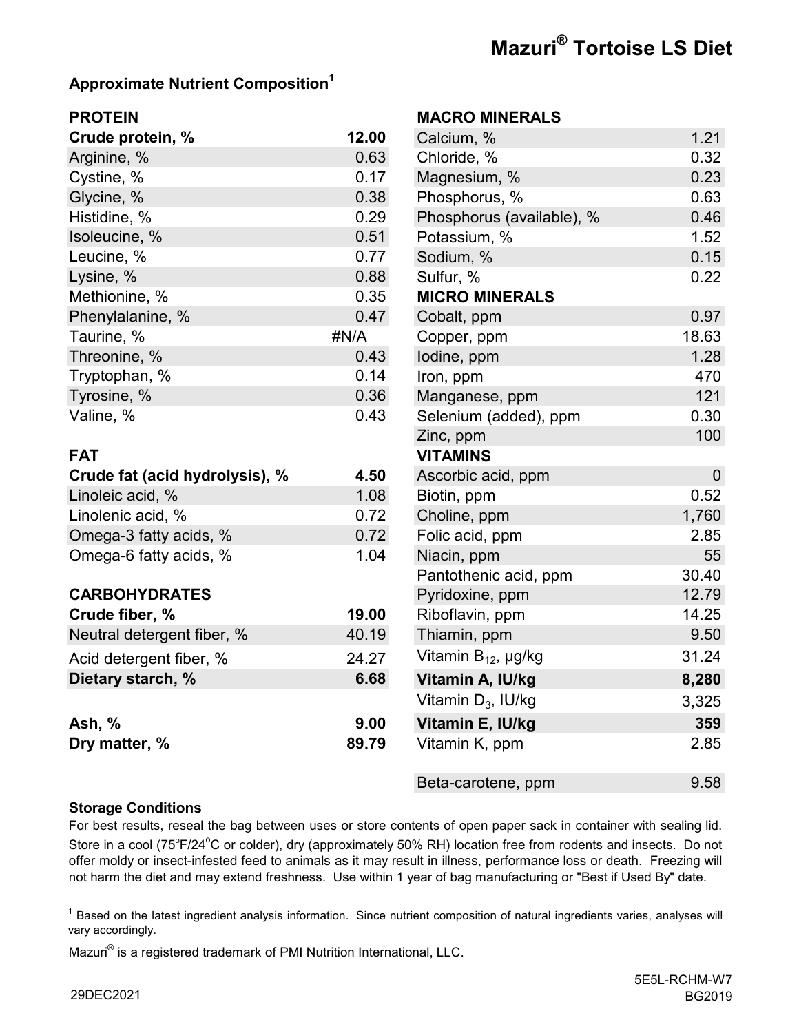# Mazuri® Tortoise LS Diet

## Approximate Nutrient Composition[1]

| PROTEIN | |
|---|---|
| **Crude protein, %** | **12.00** |
| Arginine, % | 0.63 |
| Cystine, % | 0.17 |
| Glycine, % | 0.38 |
| Histidine, % | 0.29 |
| Isoleucine, % | 0.51 |
| Leucine, % | 0.77 |
| Lysine, % | 0.88 |
| Methionine, % | 0.35 |
| Phenylalanine, % | 0.47 |
| Taurine, % | #N/A |
| Threonine, % | 0.43 |
| Tryptophan, % | 0.14 |
| Tyrosine, % | 0.36 |
| Valine, % | 0.43 |

| FAT | |
|---|---|
| **Crude fat (acid hydrolysis), %** | **4.50** |
| Linoleic acid, % | 1.08 |
| Linolenic acid, % | 0.72 |
| Omega-3 fatty acids, % | 0.72 |
| Omega-6 fatty acids, % | 1.04 |

| CARBOHYDRATES | |
|---|---|
| **Crude fiber, %** | **19.00** |
| Neutral detergent fiber, % | 40.19 |
| Acid detergent fiber, % | 24.27 |
| **Dietary starch, %** | **6.68** |
| | |
| **Ash, %** | **9.00** |
| **Dry matter, %** | **89.79** |

| MACRO MINERALS | |
|---|---|
| Calcium, % | 1.21 |
| Chloride, % | 0.32 |
| Magnesium, % | 0.23 |
| Phosphorus, % | 0.63 |
| Phosphorus (available), % | 0.46 |
| Potassium, % | 1.52 |
| Sodium, % | 0.15 |
| Sulfur, % | 0.22 |
| **MICRO MINERALS** | |
| Cobalt, ppm | 0.97 |
| Copper, ppm | 18.63 |
| Iodine, ppm | 1.28 |
| Iron, ppm | 470 |
| Manganese, ppm | 121 |
| Selenium (added), ppm | 0.30 |
| Zinc, ppm | 100 |
| **VITAMINS** | |
| Ascorbic acid, ppm | 0 |
| Biotin, ppm | 0.52 |
| Choline, ppm | 1,760 |
| Folic acid, ppm | 2.85 |
| Niacin, ppm | 55 |
| Pantothenic acid, ppm | 30.40 |
| Pyridoxine, ppm | 12.79 |
| Riboflavin, ppm | 14.25 |
| Thiamin, ppm | 9.50 |
| Vitamin $B_{12}$, μg/kg | 31.24 |
| **Vitamin A, IU/kg** | **8,280** |
| Vitamin $D_3$, IU/kg | 3,325 |
| **Vitamin E, IU/kg** | **359** |
| Vitamin K, ppm | 2.85 |
| | |
| Beta-carotene, ppm | 9.58 |

### Storage Conditions

For best results, reseal the bag between uses or store contents of open paper sack in container with sealing lid. Store in a cool (75°F/24°C or colder), dry (approximately 50% RH) location free from rodents and insects. Do not offer moldy or insect-infested feed to animals as it may result in illness, performance loss or death. Freezing will not harm the diet and may extend freshness. Use within 1 year of bag manufacturing or "Best if Used By" date.

[1] Based on the latest ingredient analysis information. Since nutrient composition of natural ingredients varies, analyses will vary accordingly.

Mazuri® is a registered trademark of PMI Nutrition International, LLC.

29DEC2021

5E5L-RCHM-W7
BG2019